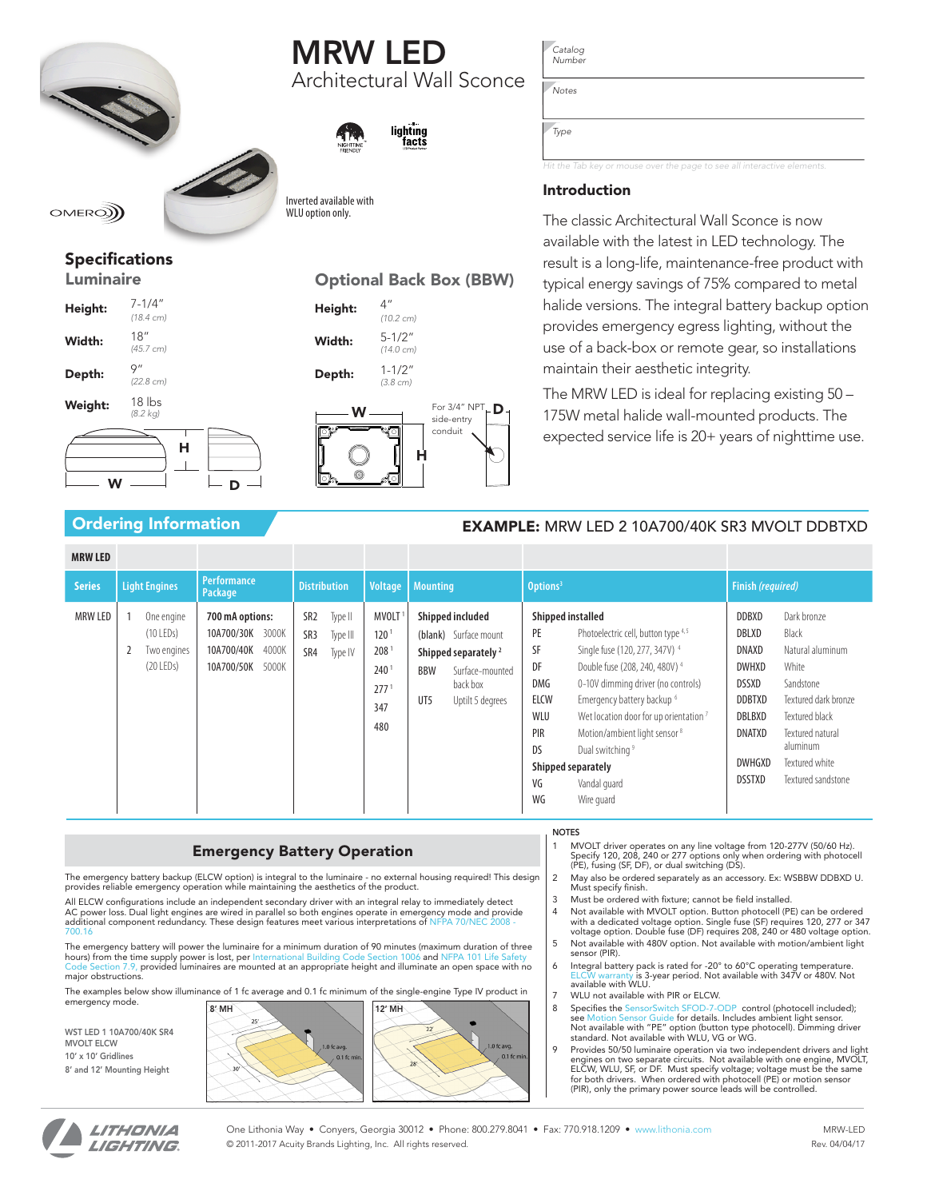# MRW LED

## Architectural Wall Sconce

Inverted available with WLU option only.

Catalog Number

Notes

Type

Hit the Tab key or mouse over the page to see all interactive elements.

## Introduction

The classic Architectural Wall Sconce is now available with the latest in LED technology. The result is a long-life, maintenance-free product with typical energy savings of 75% compared to metal halide versions. The integral battery backup option provides emergency egress lighting, without the use of a back-box or remote gear, so installations maintain their aesthetic integrity.

The MRW LED is ideal for replacing existing 50 – 175W metal halide wall-mounted products. The expected service life is 20+ years of nighttime use.

## Specifications

### Luminaire

| | |
|---|---|
| **Height:** | 7-1/4" (18.4 cm) |
| **Width:** | 18" (45.7 cm) |
| **Depth:** | 9" (22.8 cm) |
| **Weight:** | 18 lbs (8.2 kg) |

### Optional Back Box (BBW)

| | |
|---|---|
| **Height:** | 4" (10.2 cm) |
| **Width:** | 5-1/2" (14.0 cm) |
| **Depth:** | 1-1/2" (3.8 cm) |

For 3/4" NPT side-entry conduit

## Ordering Information

**EXAMPLE:** MRW LED 2 10A700/40K SR3 MVOLT DDBTXD

| Series | Light Engines | Performance Package | Distribution | Voltage | Mounting | Options[3] | Finish *(required)* |
|---|---|---|---|---|---|---|---|
| MRW LED | 1 One engine (10 LEDs)<br>2 Two engines (20 LEDs) | **700 mA options:**<br>10A700/30K 3000K<br>10A700/40K 4000K<br>10A700/50K 5000K | SR2 Type II<br>SR3 Type III<br>SR4 Type IV | MVOLT [1]<br>120 [1]<br>208 [1]<br>240 [1]<br>277 [1]<br>347<br>480 | **Shipped included**<br>(blank) Surface mount<br>**Shipped separately** [2]<br>BBW Surface-mounted back box<br>UT5 Uptilt 5 degrees | **Shipped installed**<br>PE Photoelectric cell, button type [4,5]<br>SF Single fuse (120, 277, 347V) [4]<br>DF Double fuse (208, 240, 480V) [4]<br>DMG 0-10V dimming driver (no controls)<br>ELCW Emergency battery backup [6]<br>WLU Wet location door for up orientation [7]<br>PIR Motion/ambient light sensor [8]<br>DS Dual switching [9]<br>**Shipped separately**<br>VG Vandal guard<br>WG Wire guard | DDBXD Dark bronze<br>DBLXD Black<br>DNAXD Natural aluminum<br>DWHXD White<br>DSSXD Sandstone<br>DDBTXD Textured dark bronze<br>DBLBXD Textured black<br>DNATXD Textured natural aluminum<br>DWHGXD Textured white<br>DSSTXD Textured sandstone |

## Emergency Battery Operation

The emergency battery backup (ELCW option) is integral to the luminaire - no external housing required! This design provides reliable emergency operation while maintaining the aesthetics of the product.

All ELCW configurations include an independent secondary driver with an integral relay to immediately detect AC power loss. Dual light engines are wired in parallel so both engines operate in emergency mode and provide additional component redundancy. These design features meet various interpretations of NFPA 70/NEC 2008 - 700.16

The emergency battery will power the luminaire for a minimum duration of 90 minutes (maximum duration of three hours) from the time supply power is lost, per International Building Code Section 1006 and NFPA 101 Life Safety Code Section 7.9, provided luminaires are mounted at an appropriate height and illuminate an open space with no major obstructions.

The examples below show illuminance of 1 fc average and 0.1 fc minimum of the single-engine Type IV product in emergency mode.

WST LED 1 10A700/40K SR4 MVOLT ELCW
10' x 10' Gridlines
8' and 12' Mounting Height

8' MH — 25', 30', 1.0 fc avg., 0.1 fc min.
12' MH — 22', 28', 1.0 fc avg., 0.1 fc min.

## NOTES

1. MVOLT driver operates on any line voltage from 120-277V (50/60 Hz). Specify 120, 208, 240 or 277 options only when ordering with photocell (PE), fusing (SF, DF), or dual switching (DS).
2. May also be ordered separately as an accessory. Ex: WSBBW DDBXD U. Must specify finish.
3. Must be ordered with fixture; cannot be field installed.
4. Not available with MVOLT option. Button photocell (PE) can be ordered with a dedicated voltage option. Single fuse (SF) requires 120, 277 or 347 voltage option. Double fuse (DF) requires 208, 240 or 480 voltage option.
5. Not available with 480V option. Not available with motion/ambient light sensor (PIR).
6. Integral battery pack is rated for -20° to 60°C operating temperature. ELCW warranty is 3-year period. Not available with 347V or 480V. Not available with WLU.
7. WLU not available with PIR or ELCW.
8. Specifies the SensorSwitch SFOD-7-ODP control (photocell included); see Motion Sensor Guide for details. Includes ambient light sensor. Not available with "PE" option (button type photocell). Dimming driver standard. Not available with WLU, VG or WG.
9. Provides 50/50 luminaire operation via two independent drivers and light engines on two separate circuits. Not available with one engine, MVOLT, ELCW, WLU, SF, or DF. Must specify voltage; voltage must be the same for both drivers. When ordered with photocell (PE) or motion sensor (PIR), only the primary power source leads will be controlled.

One Lithonia Way • Conyers, Georgia 30012 • Phone: 800.279.8041 • Fax: 770.918.1209 • www.lithonia.com
© 2011-2017 Acuity Brands Lighting, Inc. All rights reserved.

MRW-LED
Rev. 04/04/17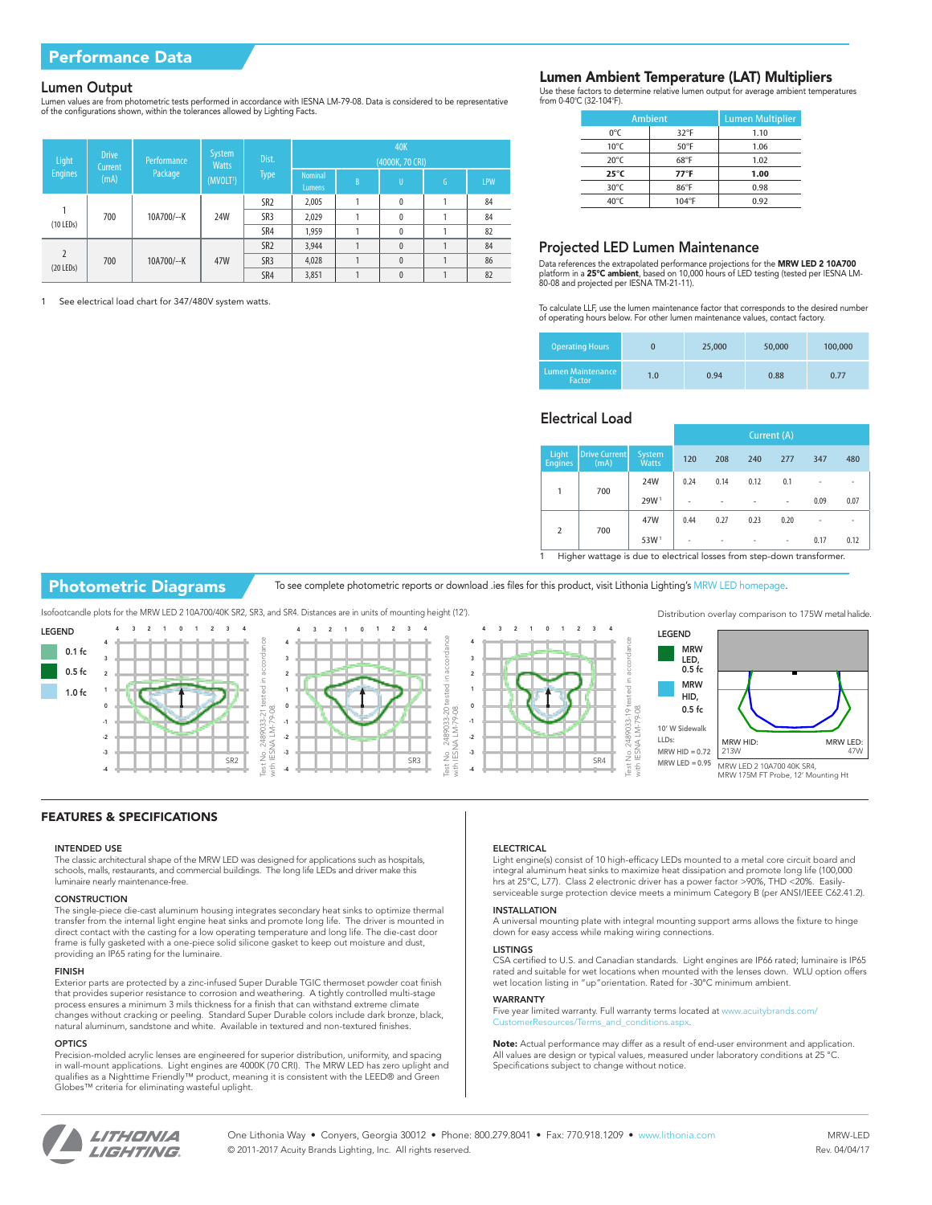## Performance Data

### Lumen Output

Lumen values are from photometric tests performed in accordance with IESNA LM-79-08. Data is considered to be representative of the configurations shown, within the tolerances allowed by Lighting Facts.

| Light Engines | Drive Current (mA) | Performance Package | System Watts (MVOLT[1]) | Dist. Type | 40K (4000K, 70 CRI) | | | | |
|---|---|---|---|---|---|---|---|---|---|
| | | | | | Nominal Lumens | B | U | G | LPW |
| 1 (10 LEDs) | 700 | 10A700/--K | 24W | SR2 | 2,005 | 1 | 0 | 1 | 84 |
| | | | | SR3 | 2,029 | 1 | 0 | 1 | 84 |
| | | | | SR4 | 1,959 | 1 | 0 | 1 | 82 |
| 2 (20 LEDs) | 700 | 10A700/--K | 47W | SR2 | 3,944 | 1 | 0 | 1 | 84 |
| | | | | SR3 | 4,028 | 1 | 0 | 1 | 86 |
| | | | | SR4 | 3,851 | 1 | 0 | 1 | 82 |

1 See electrical load chart for 347/480V system watts.

### Lumen Ambient Temperature (LAT) Multipliers

Use these factors to determine relative lumen output for average ambient temperatures from 0-40°C (32-104°F).

| Ambient | | Lumen Multiplier |
|---|---|---|
| 0°C | 32°F | 1.10 |
| 10°C | 50°F | 1.06 |
| 20°C | 68°F | 1.02 |
| **25°C** | **77°F** | **1.00** |
| 30°C | 86°F | 0.98 |
| 40°C | 104°F | 0.92 |

### Projected LED Lumen Maintenance

Data references the extrapolated performance projections for the **MRW LED 2 10A700** platform in a **25°C ambient**, based on 10,000 hours of LED testing (tested per IESNA LM-80-08 and projected per IESNA TM-21-11).

To calculate LLF, use the lumen maintenance factor that corresponds to the desired number of operating hours below. For other lumen maintenance values, contact factory.

| Operating Hours | 0 | 25,000 | 50,000 | 100,000 |
|---|---|---|---|---|
| Lumen Maintenance Factor | 1.0 | 0.94 | 0.88 | 0.77 |

### Electrical Load

| Light Engines | Drive Current (mA) | System Watts | Current (A) | | | | | |
|---|---|---|---|---|---|---|---|---|
| | | | 120 | 208 | 240 | 277 | 347 | 480 |
| 1 | 700 | 24W | 0.24 | 0.14 | 0.12 | 0.1 | - | - |
| | | 29W[1] | - | - | - | - | 0.09 | 0.07 |
| 2 | 700 | 47W | 0.44 | 0.27 | 0.23 | 0.20 | - | - |
| | | 53W[1] | - | - | - | - | 0.17 | 0.12 |

1 Higher wattage is due to electrical losses from step-down transformer.

## Photometric Diagrams

To see complete photometric reports or download .ies files for this product, visit Lithonia Lighting's MRW LED homepage.

Isofootcandle plots for the MRW LED 2 10A700/40K SR2, SR3, and SR4. Distances are in units of mounting height (12').

LEGEND
0.1 fc
0.5 fc
1.0 fc

SR2
Test No. 2489033-21 tested in accordance with IESNA LM-79-08.

SR3
Test No. 2489033-20 tested in accordance with IESNA LM-79-08.

SR4
Test No. 2489033-19 tested in accordance with IESNA LM-79-08.

Distribution overlay comparison to 175W metal halide.

LEGEND
MRW LED, 0.5 fc
MRW HID, 0.5 fc

10' W Sidewalk LLDs:
MRW HID = 0.72
MRW LED = 0.95

MRW HID: 213W
MRW LED: 47W

MRW LED 2 10A700 40K SR4, MRW 175M FT Probe, 12' Mounting Ht

## FEATURES & SPECIFICATIONS

### INTENDED USE

The classic architectural shape of the MRW LED was designed for applications such as hospitals, schools, malls, restaurants, and commercial buildings. The long life LEDs and driver make this luminaire nearly maintenance-free.

### CONSTRUCTION

The single-piece die-cast aluminum housing integrates secondary heat sinks to optimize thermal transfer from the internal light engine heat sinks and promote long life. The driver is mounted in direct contact with the casting for a low operating temperature and long life. The die-cast door frame is fully gasketed with a one-piece solid silicone gasket to keep out moisture and dust, providing an IP65 rating for the luminaire.

### FINISH

Exterior parts are protected by a zinc-infused Super Durable TGIC thermoset powder coat finish that provides superior resistance to corrosion and weathering. A tightly controlled multi-stage process ensures a minimum 3 mils thickness for a finish that can withstand extreme climate changes without cracking or peeling. Standard Super Durable colors include dark bronze, black, natural aluminum, sandstone and white. Available in textured and non-textured finishes.

### OPTICS

Precision-molded acrylic lenses are engineered for superior distribution, uniformity, and spacing in wall-mount applications. Light engines are 4000K (70 CRI). The MRW LED has zero uplight and qualifies as a Nighttime Friendly™ product, meaning it is consistent with the LEED® and Green Globes™ criteria for eliminating wasteful uplight.

### ELECTRICAL

Light engine(s) consist of 10 high-efficacy LEDs mounted to a metal core circuit board and integral aluminum heat sinks to maximize heat dissipation and promote long life (100,000 hrs at 25°C, L77). Class 2 electronic driver has a power factor >90%, THD <20%. Easily-serviceable surge protection device meets a minimum Category B (per ANSI/IEEE C62.41.2).

### INSTALLATION

A universal mounting plate with integral mounting support arms allows the fixture to hinge down for easy access while making wiring connections.

### LISTINGS

CSA certified to U.S. and Canadian standards. Light engines are IP66 rated; luminaire is IP65 rated and suitable for wet locations when mounted with the lenses down. WLU option offers wet location listing in "up"orientation. Rated for -30°C minimum ambient.

### WARRANTY

Five year limited warranty. Full warranty terms located at www.acuitybrands.com/CustomerResources/Terms_and_conditions.aspx.

**Note:** Actual performance may differ as a result of end-user environment and application. All values are design or typical values, measured under laboratory conditions at 25 °C. Specifications subject to change without notice.

LITHONIA LIGHTING

One Lithonia Way • Conyers, Georgia 30012 • Phone: 800.279.8041 • Fax: 770.918.1209 • www.lithonia.com
© 2011-2017 Acuity Brands Lighting, Inc. All rights reserved.

MRW-LED
Rev. 04/04/17